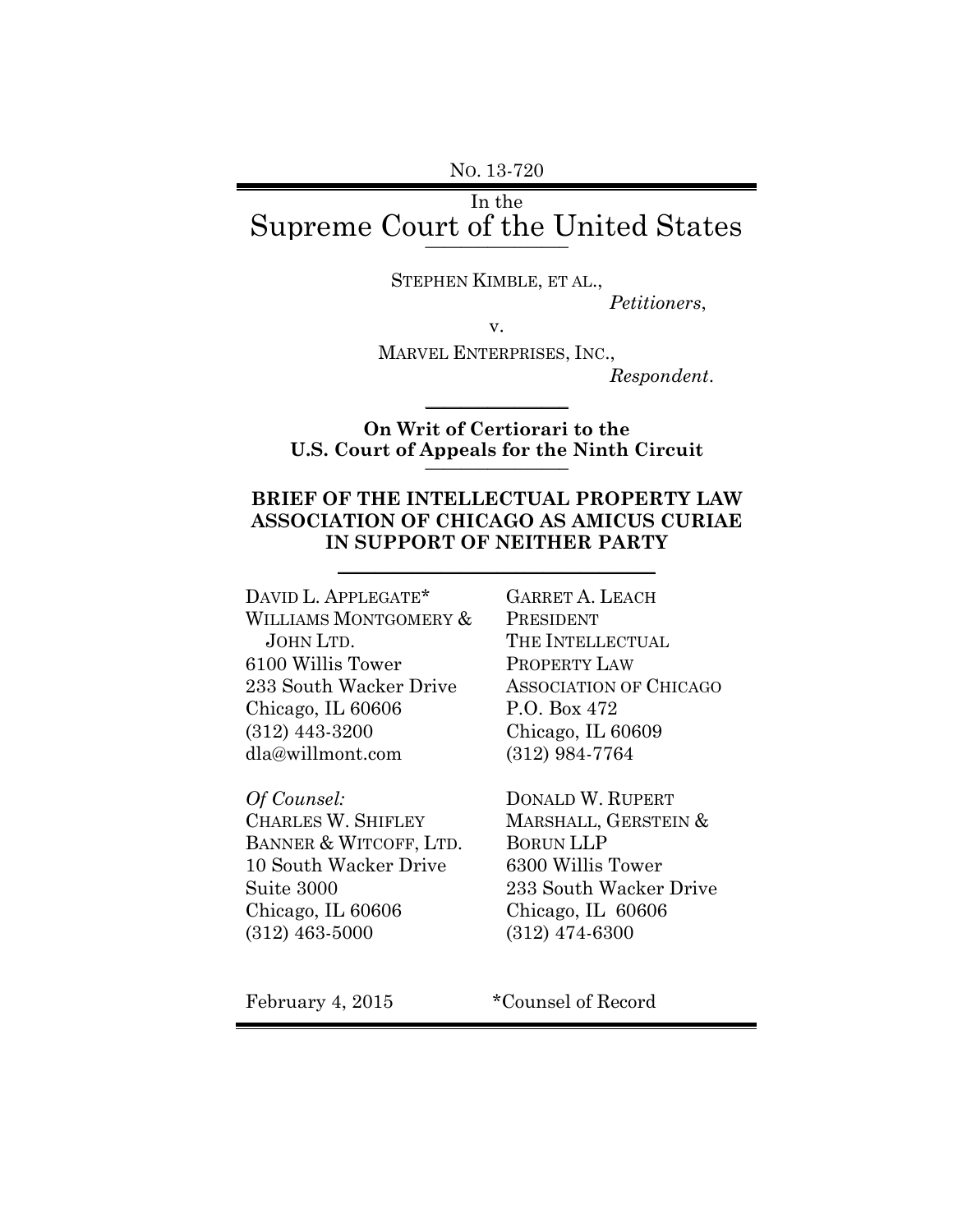NO. 13-720

In the

# Supreme Court of the United States

STEPHEN KIMBLE, ET AL.,

*Petitioners*,

v.

MARVEL ENTERPRISES, INC.,

*Respondent*.

**On Writ of Certiorari to the U.S. Court of Appeals for the Ninth Circuit**

**BRIEF OF THE INTELLECTUAL PROPERTY LAW ASSOCIATION OF CHICAGO AS AMICUS CURIAE IN SUPPORT OF NEITHER PARTY**

DAVID L. APPLEGATE*
WILLIAMS MONTGOMERY & JOHN LTD.
6100 Willis Tower
233 South Wacker Drive
Chicago, IL 60606
(312) 443-3200
dla@willmont.com

GARRET A. LEACH
PRESIDENT
THE INTELLECTUAL PROPERTY LAW ASSOCIATION OF CHICAGO
P.O. Box 472
Chicago, IL 60609
(312) 984-7764

*Of Counsel:*
CHARLES W. SHIFLEY
BANNER & WITCOFF, LTD.
10 South Wacker Drive
Suite 3000
Chicago, IL 60606
(312) 463-5000

DONALD W. RUPERT
MARSHALL, GERSTEIN & BORUN LLP
6300 Willis Tower
233 South Wacker Drive
Chicago, IL 60606
(312) 474-6300

February 4, 2015

*Counsel of Record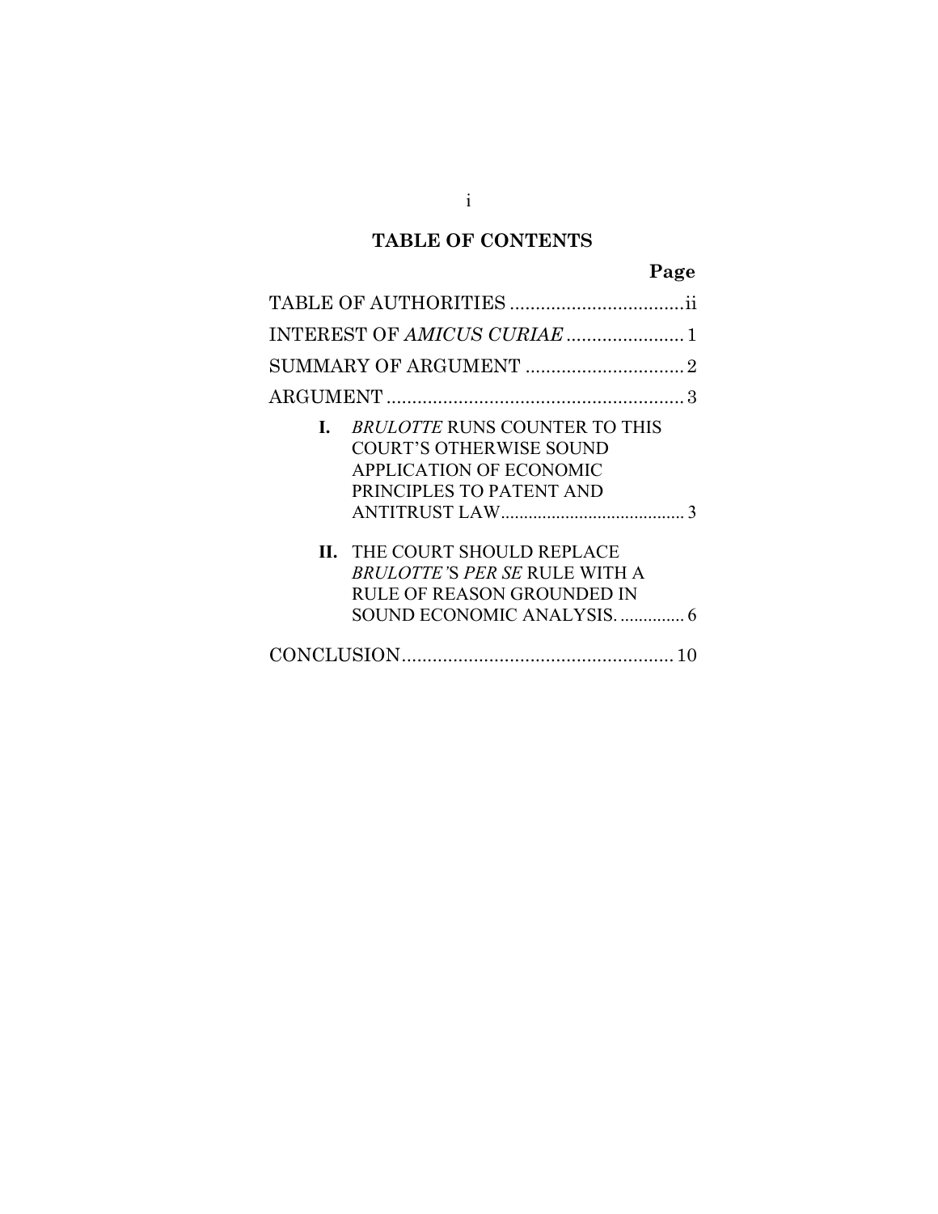## TABLE OF CONTENTS

| | Page |
|---|---|
| TABLE OF AUTHORITIES | ii |
| INTEREST OF *AMICUS CURIAE* | 1 |
| SUMMARY OF ARGUMENT | 2 |
| ARGUMENT | 3 |
| **I.** *BRULOTTE* RUNS COUNTER TO THIS COURT'S OTHERWISE SOUND APPLICATION OF ECONOMIC PRINCIPLES TO PATENT AND ANTITRUST LAW | 3 |
| **II.** THE COURT SHOULD REPLACE *BRULOTTE'*S *PER SE* RULE WITH A RULE OF REASON GROUNDED IN SOUND ECONOMIC ANALYSIS. | 6 |
| CONCLUSION | 10 |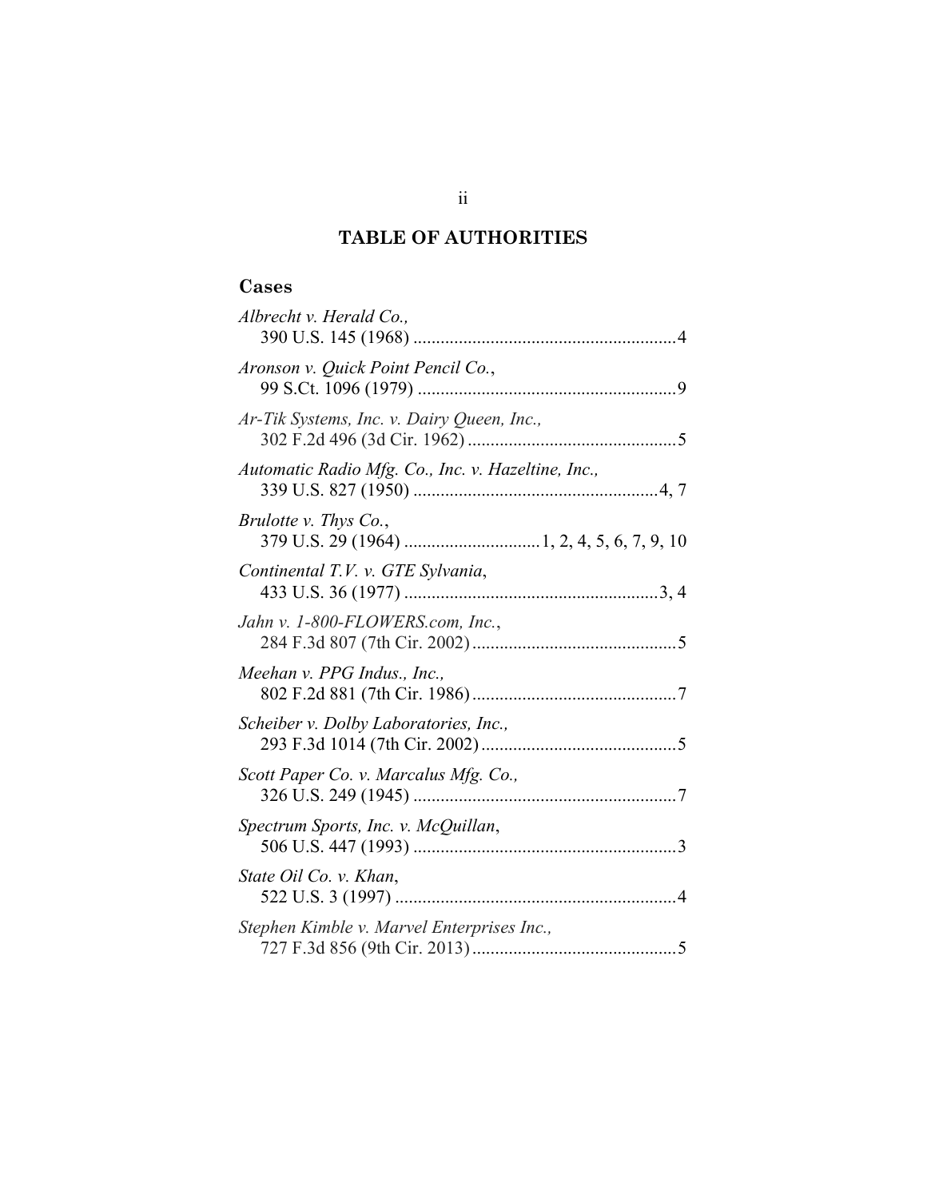## TABLE OF AUTHORITIES

### Cases

*Albrecht v. Herald Co.*,
390 U.S. 145 (1968) .......................................................... 4

*Aronson v. Quick Point Pencil Co.*,
99 S.Ct. 1096 (1979) ......................................................... 9

*Ar-Tik Systems, Inc. v. Dairy Queen, Inc.*,
302 F.2d 496 (3d Cir. 1962) .............................................. 5

*Automatic Radio Mfg. Co., Inc. v. Hazeltine, Inc.*,
339 U.S. 827 (1950) ...................................................... 4, 7

*Brulotte v. Thys Co.*,
379 U.S. 29 (1964) ............................. 1, 2, 4, 5, 6, 7, 9, 10

*Continental T.V. v. GTE Sylvania*,
433 U.S. 36 (1977) ......................................................... 3, 4

*Jahn v. 1-800-FLOWERS.com, Inc.*,
284 F.3d 807 (7th Cir. 2002) ............................................. 5

*Meehan v. PPG Indus., Inc.*,
802 F.2d 881 (7th Cir. 1986) ............................................. 7

*Scheiber v. Dolby Laboratories, Inc.*,
293 F.3d 1014 (7th Cir. 2002) ........................................... 5

*Scott Paper Co. v. Marcalus Mfg. Co.*,
326 U.S. 249 (1945) .......................................................... 7

*Spectrum Sports, Inc. v. McQuillan*,
506 U.S. 447 (1993) .......................................................... 3

*State Oil Co. v. Khan*,
522 U.S. 3 (1997) .............................................................. 4

*Stephen Kimble v. Marvel Enterprises Inc.*,
727 F.3d 856 (9th Cir. 2013) ............................................. 5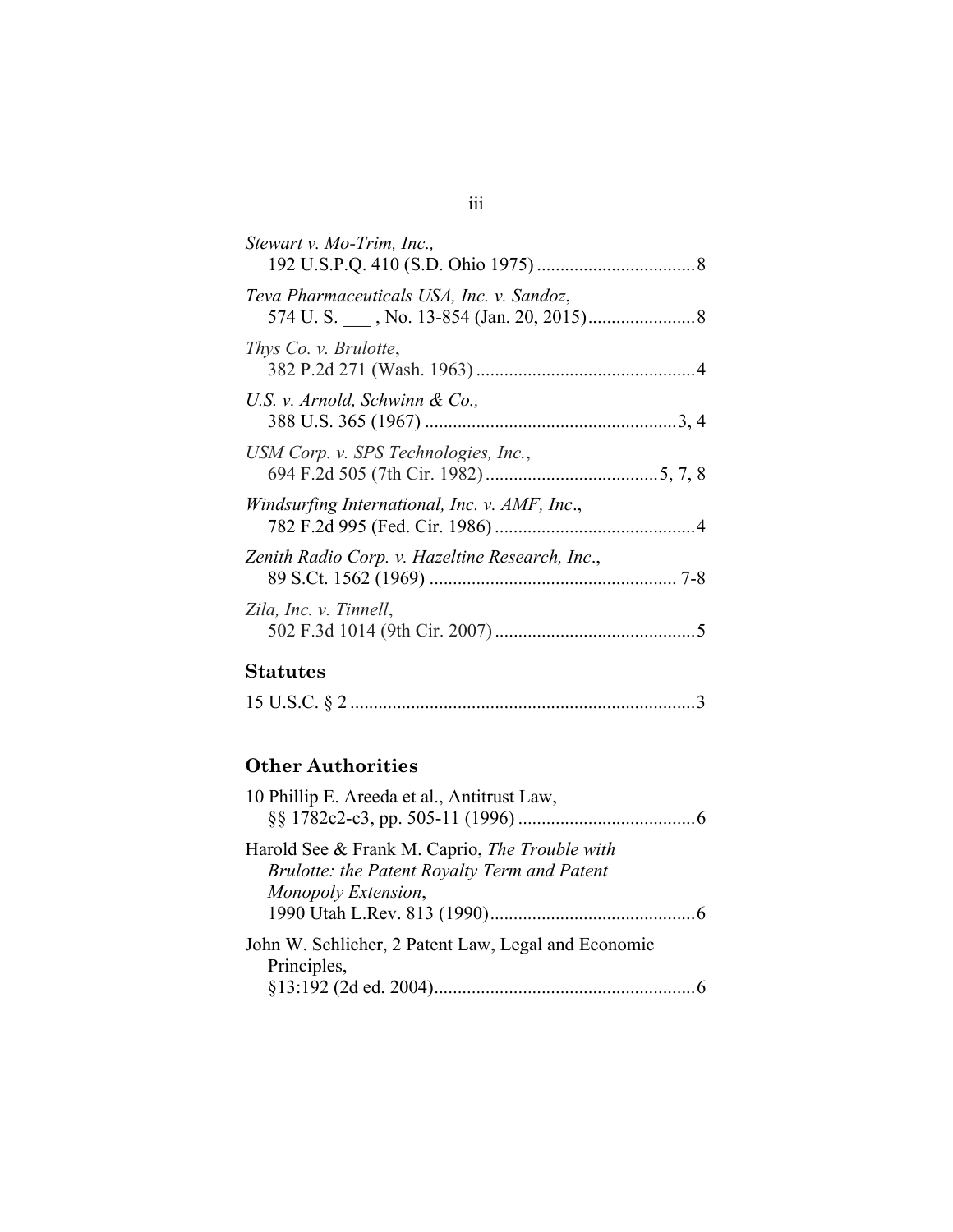*Stewart v. Mo-Trim, Inc.*,
192 U.S.P.Q. 410 (S.D. Ohio 1975) .................................. 8

*Teva Pharmaceuticals USA, Inc. v. Sandoz*,
574 U. S. ___ , No. 13-854 (Jan. 20, 2015)....................... 8

*Thys Co. v. Brulotte*,
382 P.2d 271 (Wash. 1963) ............................................... 4

*U.S. v. Arnold, Schwinn & Co.*,
388 U.S. 365 (1967) ...................................................... 3, 4

*USM Corp. v. SPS Technologies, Inc.*,
694 F.2d 505 (7th Cir. 1982) ..................................... 5, 7, 8

*Windsurfing International, Inc. v. AMF, Inc.*,
782 F.2d 995 (Fed. Cir. 1986) ........................................... 4

*Zenith Radio Corp. v. Hazeltine Research, Inc.*,
89 S.Ct. 1562 (1969) ..................................................... 7-8

*Zila, Inc. v. Tinnell*,
502 F.3d 1014 (9th Cir. 2007) ........................................... 5

## Statutes

15 U.S.C. § 2 ......................................................................... 3

## Other Authorities

10 Phillip E. Areeda et al., Antitrust Law,
§§ 1782c2-c3, pp. 505-11 (1996) ...................................... 6

Harold See & Frank M. Caprio, *The Trouble with Brulotte: the Patent Royalty Term and Patent Monopoly Extension*,
1990 Utah L.Rev. 813 (1990) ............................................ 6

John W. Schlicher, 2 Patent Law, Legal and Economic Principles,
§13:192 (2d ed. 2004) ........................................................ 6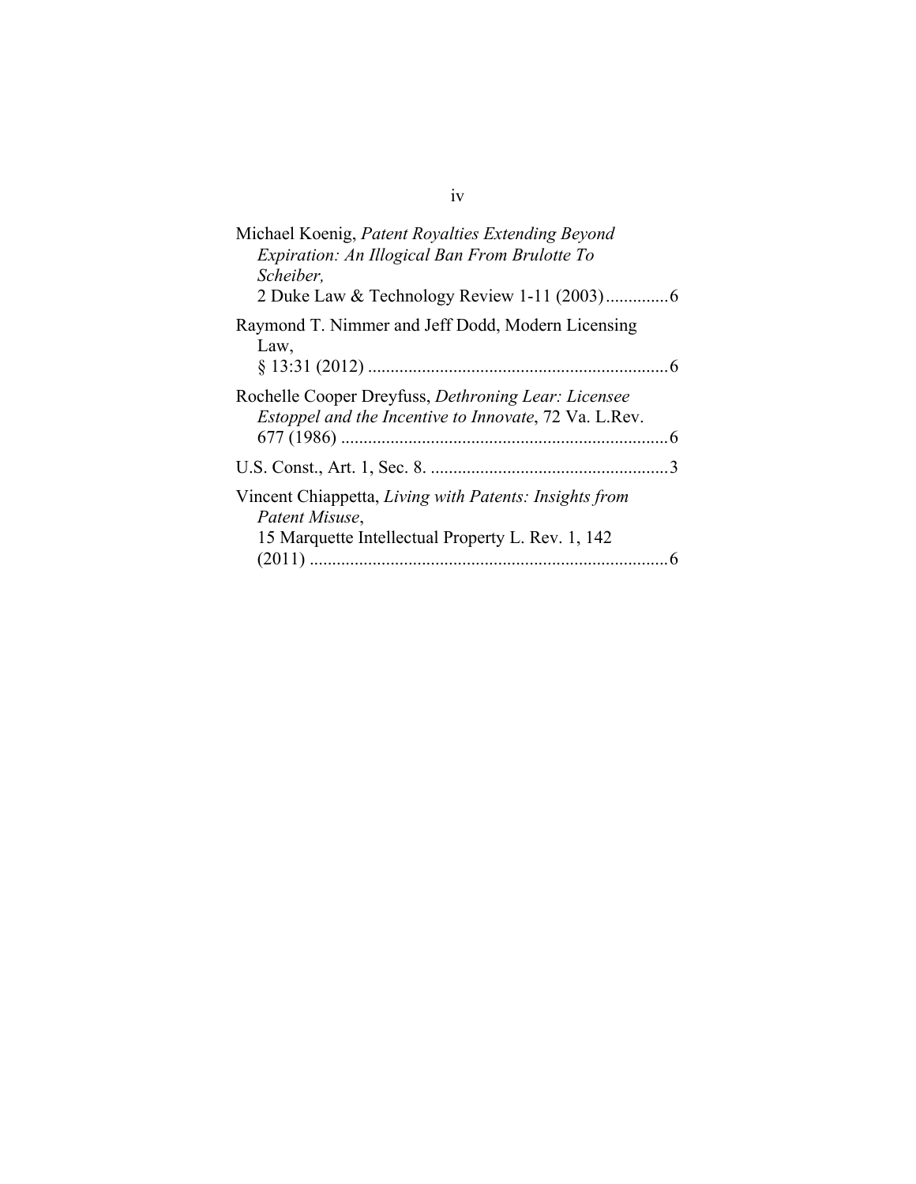Michael Koenig, *Patent Royalties Extending Beyond Expiration: An Illogical Ban From Brulotte To Scheiber,* 2 Duke Law & Technology Review 1-11 (2003)..............6

Raymond T. Nimmer and Jeff Dodd, Modern Licensing Law, § 13:31 (2012) ...................................................................6

Rochelle Cooper Dreyfuss, *Dethroning Lear: Licensee Estoppel and the Incentive to Innovate*, 72 Va. L.Rev. 677 (1986) .........................................................................6

U.S. Const., Art. 1, Sec. 8. .....................................................3

Vincent Chiappetta, *Living with Patents: Insights from Patent Misuse*, 15 Marquette Intellectual Property L. Rev. 1, 142 (2011) ................................................................................6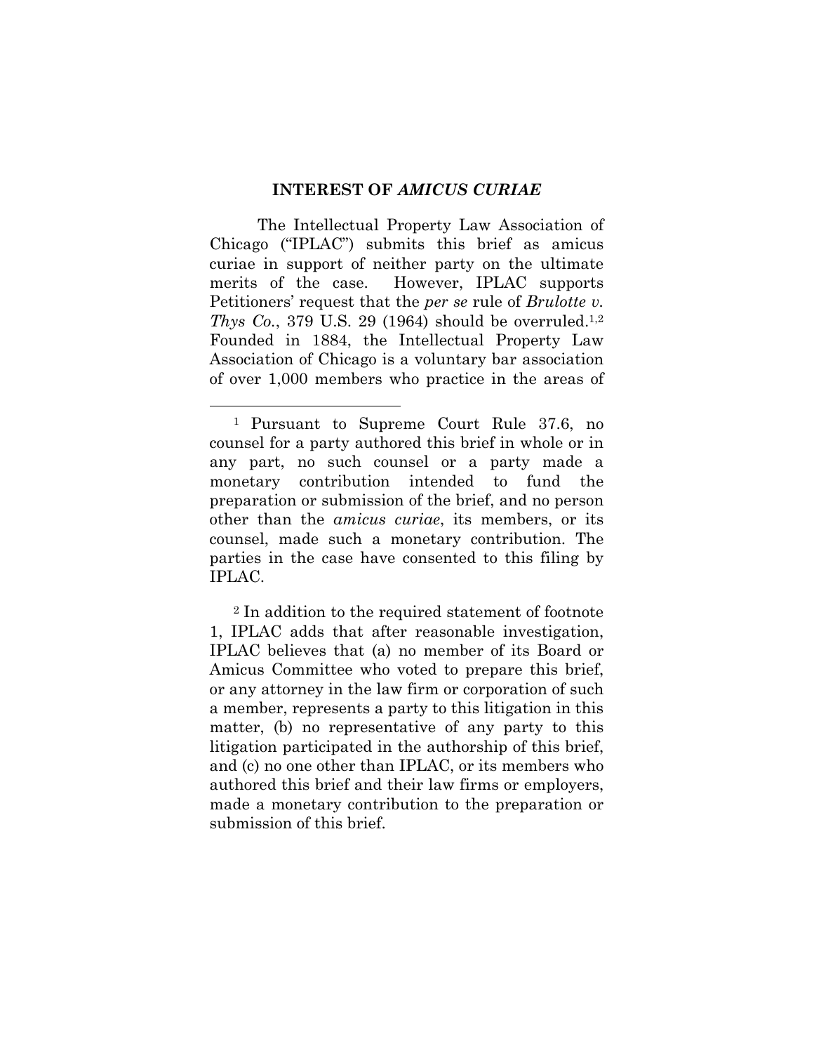## INTEREST OF *AMICUS CURIAE*

The Intellectual Property Law Association of Chicago ("IPLAC") submits this brief as amicus curiae in support of neither party on the ultimate merits of the case. However, IPLAC supports Petitioners' request that the *per se* rule of *Brulotte v. Thys Co.*, 379 U.S. 29 (1964) should be overruled.[1,2] Founded in 1884, the Intellectual Property Law Association of Chicago is a voluntary bar association of over 1,000 members who practice in the areas of

---

[1] Pursuant to Supreme Court Rule 37.6, no counsel for a party authored this brief in whole or in any part, no such counsel or a party made a monetary contribution intended to fund the preparation or submission of the brief, and no person other than the *amicus curiae*, its members, or its counsel, made such a monetary contribution. The parties in the case have consented to this filing by IPLAC.

[2] In addition to the required statement of footnote 1, IPLAC adds that after reasonable investigation, IPLAC believes that (a) no member of its Board or Amicus Committee who voted to prepare this brief, or any attorney in the law firm or corporation of such a member, represents a party to this litigation in this matter, (b) no representative of any party to this litigation participated in the authorship of this brief, and (c) no one other than IPLAC, or its members who authored this brief and their law firms or employers, made a monetary contribution to the preparation or submission of this brief.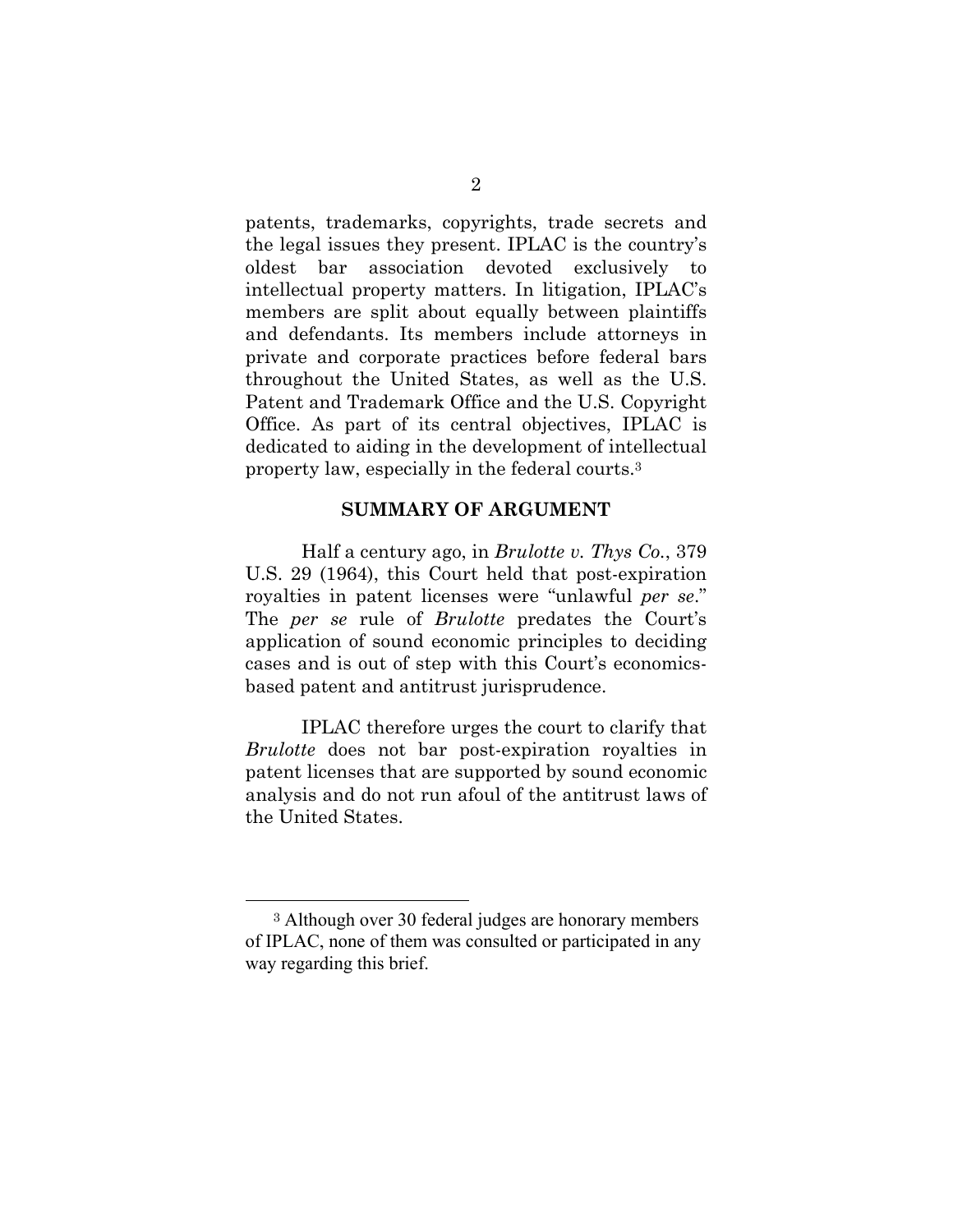patents, trademarks, copyrights, trade secrets and the legal issues they present. IPLAC is the country's oldest bar association devoted exclusively to intellectual property matters. In litigation, IPLAC's members are split about equally between plaintiffs and defendants. Its members include attorneys in private and corporate practices before federal bars throughout the United States, as well as the U.S. Patent and Trademark Office and the U.S. Copyright Office. As part of its central objectives, IPLAC is dedicated to aiding in the development of intellectual property law, especially in the federal courts.[3]

## SUMMARY OF ARGUMENT

Half a century ago, in *Brulotte v. Thys Co.*, 379 U.S. 29 (1964), this Court held that post-expiration royalties in patent licenses were "unlawful *per se*." The *per se* rule of *Brulotte* predates the Court's application of sound economic principles to deciding cases and is out of step with this Court's economics-based patent and antitrust jurisprudence.

IPLAC therefore urges the court to clarify that *Brulotte* does not bar post-expiration royalties in patent licenses that are supported by sound economic analysis and do not run afoul of the antitrust laws of the United States.

[3] Although over 30 federal judges are honorary members of IPLAC, none of them was consulted or participated in any way regarding this brief.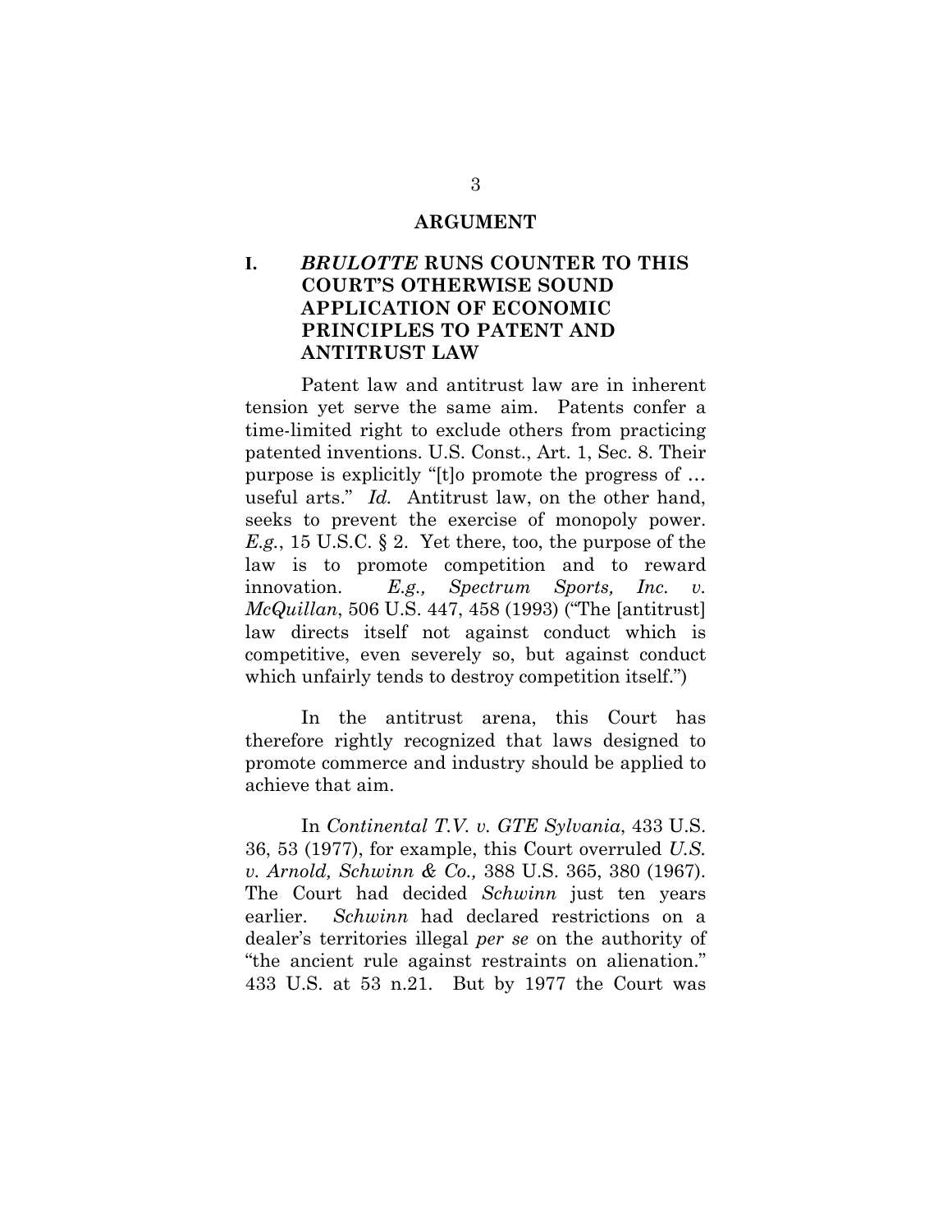## ARGUMENT

### I. *BRULOTTE* RUNS COUNTER TO THIS COURT'S OTHERWISE SOUND APPLICATION OF ECONOMIC PRINCIPLES TO PATENT AND ANTITRUST LAW

Patent law and antitrust law are in inherent tension yet serve the same aim. Patents confer a time-limited right to exclude others from practicing patented inventions. U.S. Const., Art. 1, Sec. 8. Their purpose is explicitly "[t]o promote the progress of … useful arts." *Id.* Antitrust law, on the other hand, seeks to prevent the exercise of monopoly power. *E.g.*, 15 U.S.C. § 2. Yet there, too, the purpose of the law is to promote competition and to reward innovation. *E.g., Spectrum Sports, Inc. v. McQuillan*, 506 U.S. 447, 458 (1993) ("The [antitrust] law directs itself not against conduct which is competitive, even severely so, but against conduct which unfairly tends to destroy competition itself.")

In the antitrust arena, this Court has therefore rightly recognized that laws designed to promote commerce and industry should be applied to achieve that aim.

In *Continental T.V. v. GTE Sylvania*, 433 U.S. 36, 53 (1977), for example, this Court overruled *U.S. v. Arnold, Schwinn & Co.,* 388 U.S. 365, 380 (1967). The Court had decided *Schwinn* just ten years earlier. *Schwinn* had declared restrictions on a dealer's territories illegal *per se* on the authority of "the ancient rule against restraints on alienation." 433 U.S. at 53 n.21. But by 1977 the Court was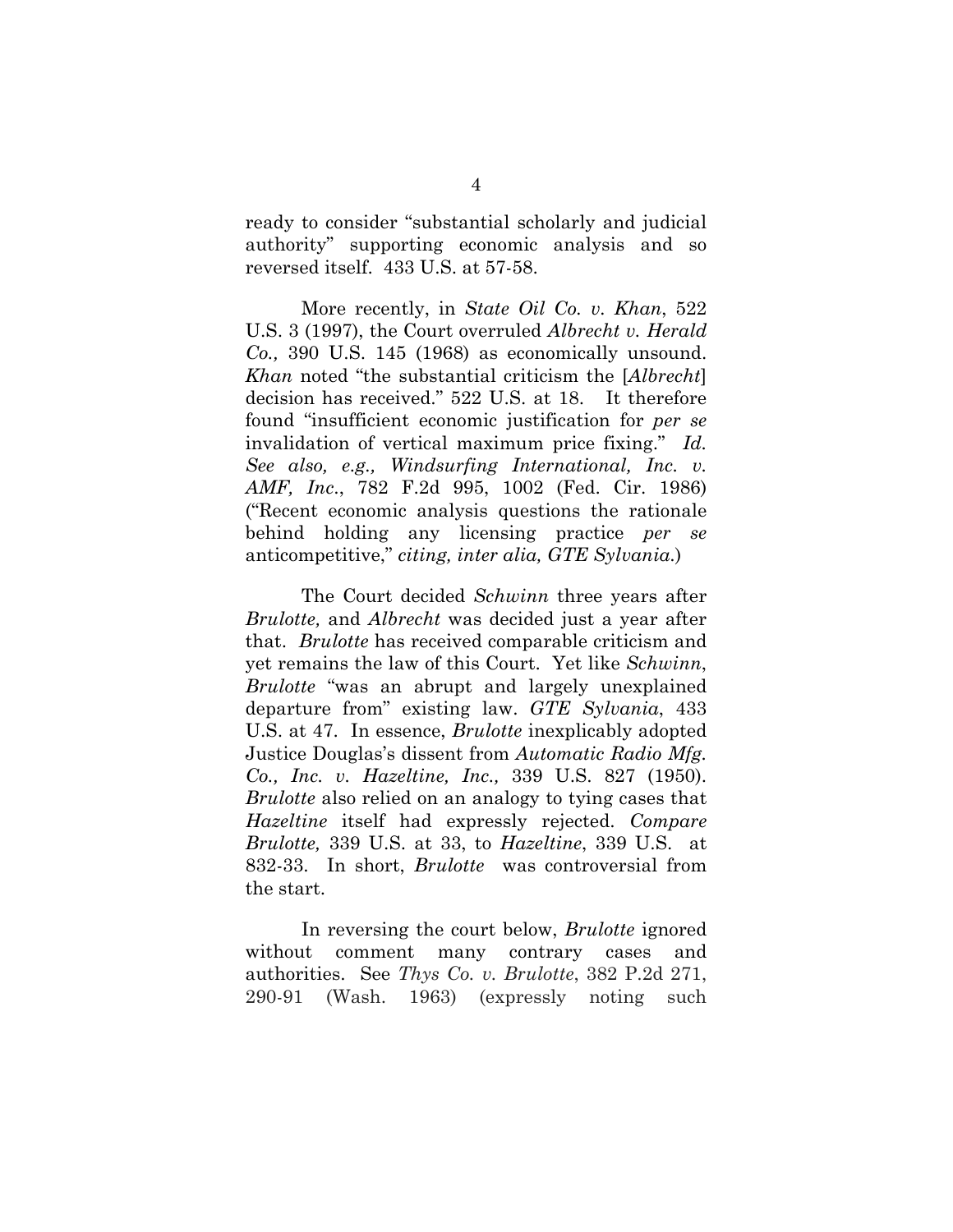ready to consider "substantial scholarly and judicial authority" supporting economic analysis and so reversed itself. 433 U.S. at 57-58.

More recently, in *State Oil Co. v. Khan*, 522 U.S. 3 (1997), the Court overruled *Albrecht v. Herald Co.,* 390 U.S. 145 (1968) as economically unsound. *Khan* noted "the substantial criticism the [*Albrecht*] decision has received." 522 U.S. at 18. It therefore found "insufficient economic justification for *per se* invalidation of vertical maximum price fixing." *Id. See also, e.g., Windsurfing International, Inc. v. AMF, Inc.*, 782 F.2d 995, 1002 (Fed. Cir. 1986) ("Recent economic analysis questions the rationale behind holding any licensing practice *per se* anticompetitive," *citing, inter alia, GTE Sylvania.*)

The Court decided *Schwinn* three years after *Brulotte,* and *Albrecht* was decided just a year after that. *Brulotte* has received comparable criticism and yet remains the law of this Court. Yet like *Schwinn*, *Brulotte* "was an abrupt and largely unexplained departure from" existing law. *GTE Sylvania*, 433 U.S. at 47. In essence, *Brulotte* inexplicably adopted Justice Douglas's dissent from *Automatic Radio Mfg. Co., Inc. v. Hazeltine, Inc.,* 339 U.S. 827 (1950). *Brulotte* also relied on an analogy to tying cases that *Hazeltine* itself had expressly rejected. *Compare Brulotte,* 339 U.S. at 33, to *Hazeltine*, 339 U.S. at 832-33. In short, *Brulotte* was controversial from the start.

In reversing the court below, *Brulotte* ignored without comment many contrary cases and authorities. See *Thys Co. v. Brulotte*, 382 P.2d 271, 290-91 (Wash. 1963) (expressly noting such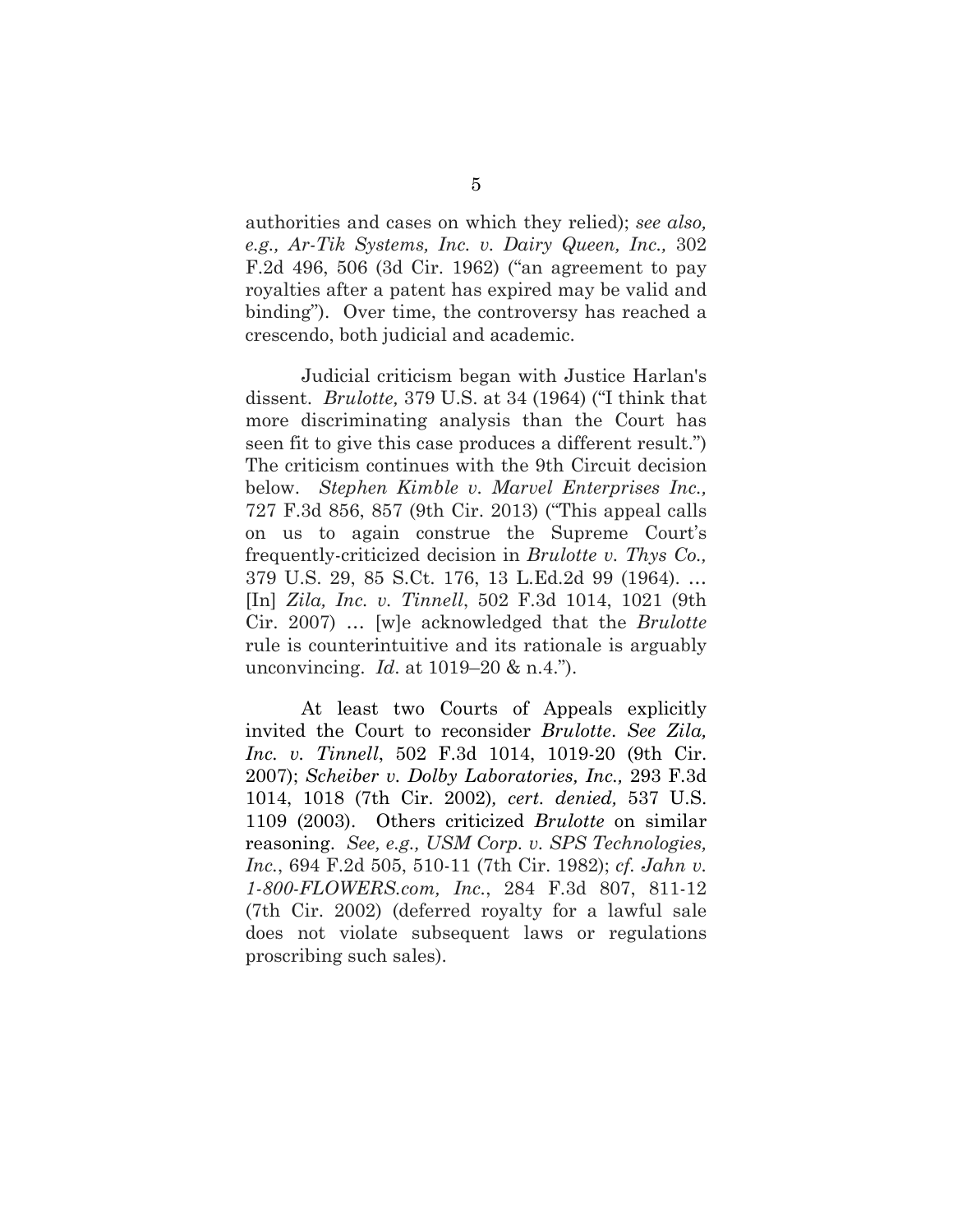authorities and cases on which they relied); *see also, e.g., Ar-Tik Systems, Inc. v. Dairy Queen, Inc.,* 302 F.2d 496, 506 (3d Cir. 1962) ("an agreement to pay royalties after a patent has expired may be valid and binding"). Over time, the controversy has reached a crescendo, both judicial and academic.

Judicial criticism began with Justice Harlan's dissent. *Brulotte,* 379 U.S. at 34 (1964) ("I think that more discriminating analysis than the Court has seen fit to give this case produces a different result.") The criticism continues with the 9th Circuit decision below. *Stephen Kimble v. Marvel Enterprises Inc.,* 727 F.3d 856, 857 (9th Cir. 2013) ("This appeal calls on us to again construe the Supreme Court's frequently-criticized decision in *Brulotte v. Thys Co.,* 379 U.S. 29, 85 S.Ct. 176, 13 L.Ed.2d 99 (1964). … [In] *Zila, Inc. v. Tinnell*, 502 F.3d 1014, 1021 (9th Cir. 2007) … [w]e acknowledged that the *Brulotte* rule is counterintuitive and its rationale is arguably unconvincing. *Id*. at 1019–20 & n.4.").

At least two Courts of Appeals explicitly invited the Court to reconsider *Brulotte*. *See Zila, Inc. v. Tinnell*, 502 F.3d 1014, 1019-20 (9th Cir. 2007); *Scheiber v. Dolby Laboratories, Inc.,* 293 F.3d 1014, 1018 (7th Cir. 2002)*, cert. denied,* 537 U.S. 1109 (2003). Others criticized *Brulotte* on similar reasoning. *See, e.g., USM Corp. v. SPS Technologies, Inc.*, 694 F.2d 505, 510-11 (7th Cir. 1982); *cf. Jahn v. 1-800-FLOWERS.com, Inc.*, 284 F.3d 807, 811-12 (7th Cir. 2002) (deferred royalty for a lawful sale does not violate subsequent laws or regulations proscribing such sales).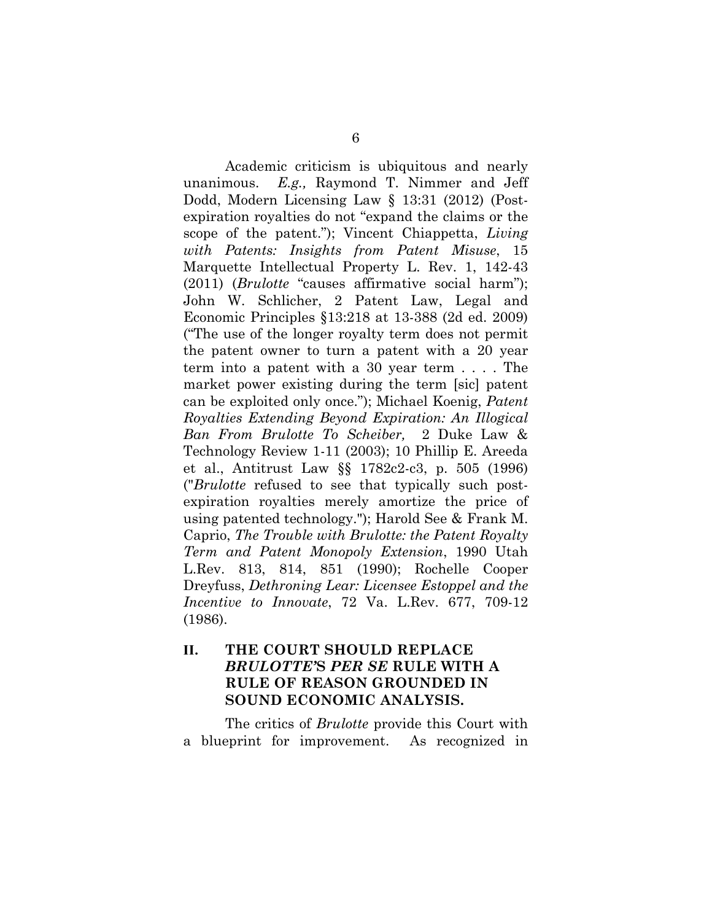Academic criticism is ubiquitous and nearly unanimous. *E.g.,* Raymond T. Nimmer and Jeff Dodd, Modern Licensing Law § 13:31 (2012) (Post-expiration royalties do not "expand the claims or the scope of the patent."); Vincent Chiappetta, *Living with Patents: Insights from Patent Misuse*, 15 Marquette Intellectual Property L. Rev. 1, 142-43 (2011) (*Brulotte* "causes affirmative social harm"); John W. Schlicher, 2 Patent Law, Legal and Economic Principles §13:218 at 13-388 (2d ed. 2009) ("The use of the longer royalty term does not permit the patent owner to turn a patent with a 20 year term into a patent with a 30 year term . . . . The market power existing during the term [sic] patent can be exploited only once."); Michael Koenig, *Patent Royalties Extending Beyond Expiration: An Illogical Ban From Brulotte To Scheiber,* 2 Duke Law & Technology Review 1-11 (2003); 10 Phillip E. Areeda et al., Antitrust Law §§ 1782c2-c3, p. 505 (1996) ("*Brulotte* refused to see that typically such post-expiration royalties merely amortize the price of using patented technology."); Harold See & Frank M. Caprio, *The Trouble with Brulotte: the Patent Royalty Term and Patent Monopoly Extension*, 1990 Utah L.Rev. 813, 814, 851 (1990); Rochelle Cooper Dreyfuss, *Dethroning Lear: Licensee Estoppel and the Incentive to Innovate*, 72 Va. L.Rev. 677, 709-12 (1986).

## II. THE COURT SHOULD REPLACE *BRULOTTE'S PER SE* RULE WITH A RULE OF REASON GROUNDED IN SOUND ECONOMIC ANALYSIS.

The critics of *Brulotte* provide this Court with a blueprint for improvement. As recognized in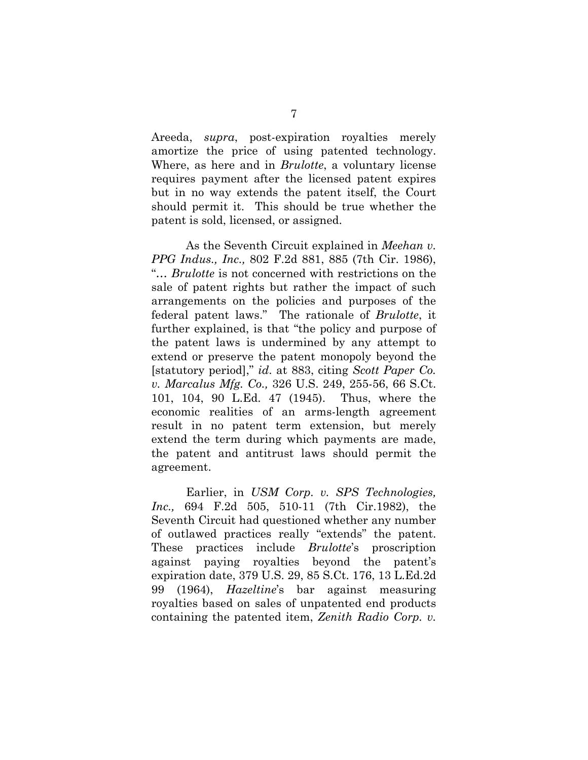Areeda, *supra*, post-expiration royalties merely amortize the price of using patented technology. Where, as here and in *Brulotte*, a voluntary license requires payment after the licensed patent expires but in no way extends the patent itself, the Court should permit it. This should be true whether the patent is sold, licensed, or assigned.

As the Seventh Circuit explained in *Meehan v. PPG Indus., Inc.,* 802 F.2d 881, 885 (7th Cir. 1986), "… *Brulotte* is not concerned with restrictions on the sale of patent rights but rather the impact of such arrangements on the policies and purposes of the federal patent laws." The rationale of *Brulotte*, it further explained, is that "the policy and purpose of the patent laws is undermined by any attempt to extend or preserve the patent monopoly beyond the [statutory period]," *id*. at 883, citing *Scott Paper Co. v. Marcalus Mfg. Co.,* 326 U.S. 249, 255-56, 66 S.Ct. 101, 104, 90 L.Ed. 47 (1945). Thus, where the economic realities of an arms-length agreement result in no patent term extension, but merely extend the term during which payments are made, the patent and antitrust laws should permit the agreement.

Earlier, in *USM Corp. v. SPS Technologies, Inc.,* 694 F.2d 505, 510-11 (7th Cir.1982), the Seventh Circuit had questioned whether any number of outlawed practices really "extends" the patent. These practices include *Brulotte*'s proscription against paying royalties beyond the patent's expiration date, 379 U.S. 29, 85 S.Ct. 176, 13 L.Ed.2d 99 (1964), *Hazeltine*'s bar against measuring royalties based on sales of unpatented end products containing the patented item, *Zenith Radio Corp. v.*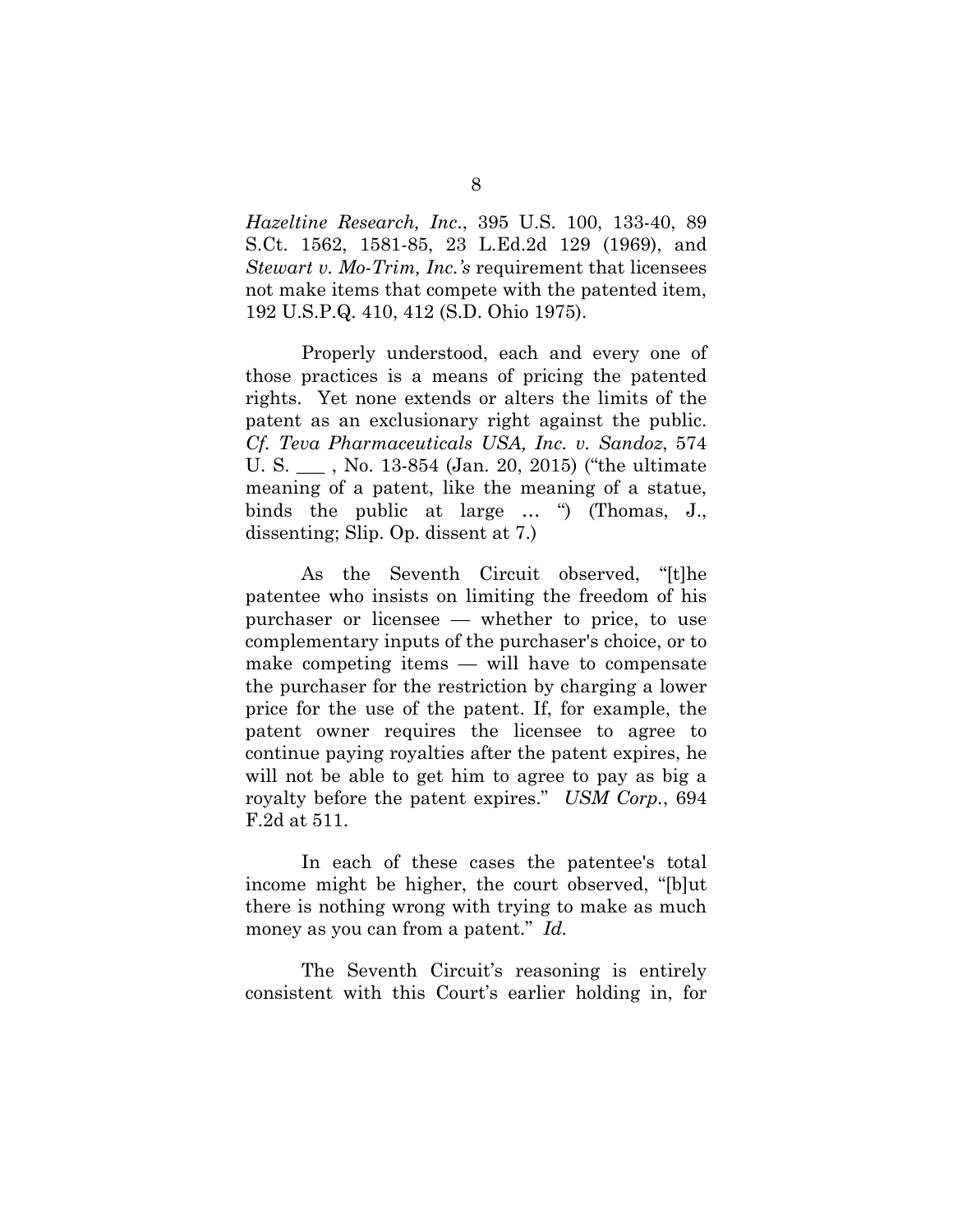*Hazeltine Research, Inc*., 395 U.S. 100, 133-40, 89 S.Ct. 1562, 1581-85, 23 L.Ed.2d 129 (1969), and *Stewart v. Mo-Trim, Inc.'s* requirement that licensees not make items that compete with the patented item, 192 U.S.P.Q. 410, 412 (S.D. Ohio 1975).

Properly understood, each and every one of those practices is a means of pricing the patented rights. Yet none extends or alters the limits of the patent as an exclusionary right against the public. *Cf. Teva Pharmaceuticals USA, Inc. v. Sandoz*, 574 U. S. ___ , No. 13-854 (Jan. 20, 2015) ("the ultimate meaning of a patent, like the meaning of a statue, binds the public at large … ") (Thomas, J., dissenting; Slip. Op. dissent at 7.)

As the Seventh Circuit observed, "[t]he patentee who insists on limiting the freedom of his purchaser or licensee — whether to price, to use complementary inputs of the purchaser's choice, or to make competing items — will have to compensate the purchaser for the restriction by charging a lower price for the use of the patent. If, for example, the patent owner requires the licensee to agree to continue paying royalties after the patent expires, he will not be able to get him to agree to pay as big a royalty before the patent expires." *USM Corp.*, 694 F.2d at 511.

In each of these cases the patentee's total income might be higher, the court observed, "[b]ut there is nothing wrong with trying to make as much money as you can from a patent." *Id.*

The Seventh Circuit's reasoning is entirely consistent with this Court's earlier holding in, for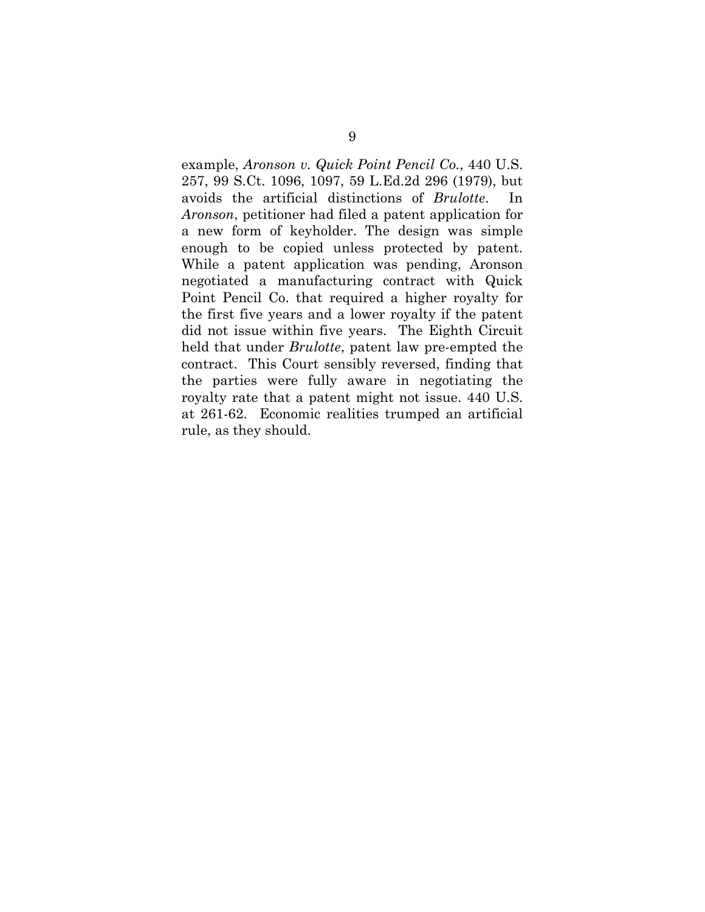example, *Aronson v. Quick Point Pencil Co.*, 440 U.S. 257, 99 S.Ct. 1096, 1097, 59 L.Ed.2d 296 (1979), but avoids the artificial distinctions of *Brulotte*. In *Aronson*, petitioner had filed a patent application for a new form of keyholder. The design was simple enough to be copied unless protected by patent. While a patent application was pending, Aronson negotiated a manufacturing contract with Quick Point Pencil Co. that required a higher royalty for the first five years and a lower royalty if the patent did not issue within five years. The Eighth Circuit held that under *Brulotte*, patent law pre-empted the contract. This Court sensibly reversed, finding that the parties were fully aware in negotiating the royalty rate that a patent might not issue. 440 U.S. at 261-62. Economic realities trumped an artificial rule, as they should.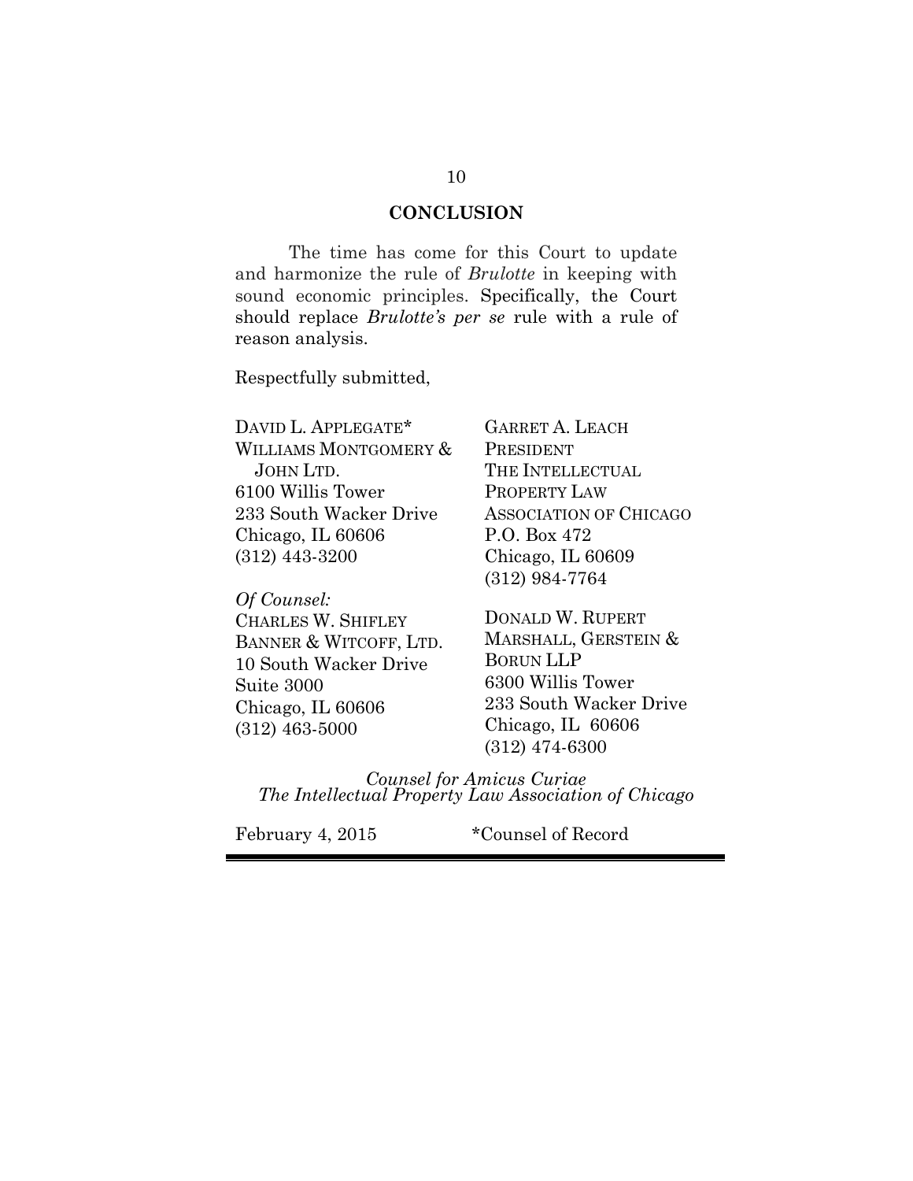## CONCLUSION

The time has come for this Court to update and harmonize the rule of *Brulotte* in keeping with sound economic principles. Specifically, the Court should replace *Brulotte's per se* rule with a rule of reason analysis.

Respectfully submitted,

DAVID L. APPLEGATE*
WILLIAMS MONTGOMERY & JOHN LTD.
6100 Willis Tower
233 South Wacker Drive
Chicago, IL 60606
(312) 443-3200

*Of Counsel:*
CHARLES W. SHIFLEY
BANNER & WITCOFF, LTD.
10 South Wacker Drive
Suite 3000
Chicago, IL 60606
(312) 463-5000

GARRET A. LEACH
PRESIDENT
THE INTELLECTUAL PROPERTY LAW ASSOCIATION OF CHICAGO
P.O. Box 472
Chicago, IL 60609
(312) 984-7764

DONALD W. RUPERT
MARSHALL, GERSTEIN & BORUN LLP
6300 Willis Tower
233 South Wacker Drive
Chicago, IL 60606
(312) 474-6300

*Counsel for Amicus Curiae*
*The Intellectual Property Law Association of Chicago*

February 4, 2015

*Counsel of Record